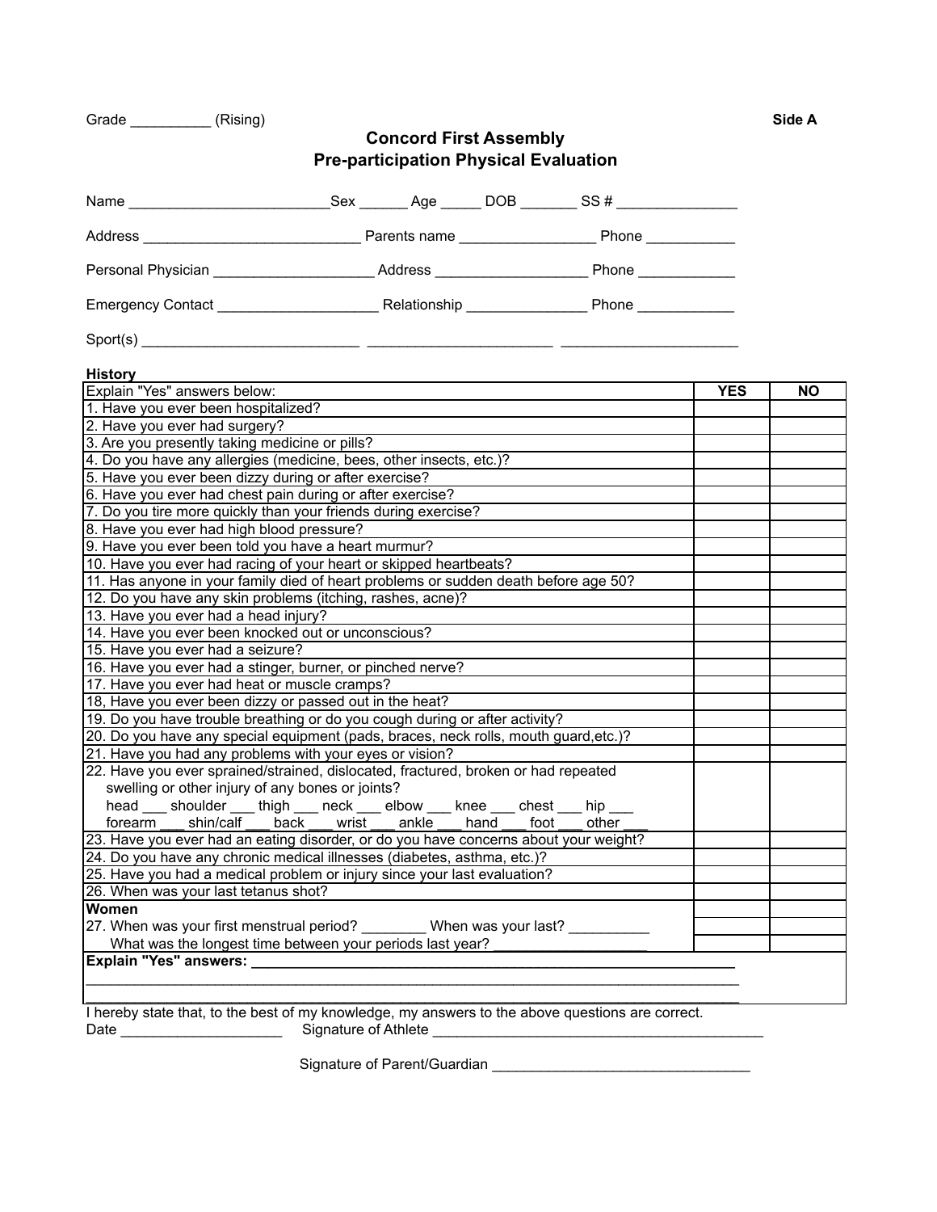Grade __________ (Rising) **Side A**

# Concord First Assembly
## Pre-participation Physical Evaluation

Name _________________________Sex ______ Age _____ DOB _______ SS # _______________

Address ___________________________ Parents name _________________ Phone ___________

Personal Physician ____________________ Address ___________________ Phone ____________

Emergency Contact ____________________ Relationship _______________ Phone ____________

Sport(s) ___________________________ ______________________ ______________________

**History**

| Explain "Yes" answers below: | **YES** | **NO** |
|---|---|---|
| 1. Have you ever been hospitalized? | | |
| 2. Have you ever had surgery? | | |
| 3. Are you presently taking medicine or pills? | | |
| 4. Do you have any allergies (medicine, bees, other insects, etc.)? | | |
| 5. Have you ever been dizzy during or after exercise? | | |
| 6. Have you ever had chest pain during or after exercise? | | |
| 7. Do you tire more quickly than your friends during exercise? | | |
| 8. Have you ever had high blood pressure? | | |
| 9. Have you ever been told you have a heart murmur? | | |
| 10. Have you ever had racing of your heart or skipped heartbeats? | | |
| 11. Has anyone in your family died of heart problems or sudden death before age 50? | | |
| 12. Do you have any skin problems (itching, rashes, acne)? | | |
| 13. Have you ever had a head injury? | | |
| 14. Have you ever been knocked out or unconscious? | | |
| 15. Have you ever had a seizure? | | |
| 16. Have you ever had a stinger, burner, or pinched nerve? | | |
| 17. Have you ever had heat or muscle cramps? | | |
| 18, Have you ever been dizzy or passed out in the heat? | | |
| 19. Do you have trouble breathing or do you cough during or after activity? | | |
| 20. Do you have any special equipment (pads, braces, neck rolls, mouth guard,etc.)? | | |
| 21. Have you had any problems with your eyes or vision? | | |
| 22. Have you ever sprained/strained, dislocated, fractured, broken or had repeated swelling or other injury of any bones or joints? head ___ shoulder ___ thigh ___ neck ___ elbow ___ knee ___ chest ___ hip ___ forearm ___ shin/calf ___ back ___ wrist ___ ankle ___ hand ___ foot ___ other ___ | | |
| 23. Have you ever had an eating disorder, or do you have concerns about your weight? | | |
| 24. Do you have any chronic medical illnesses (diabetes, asthma, etc.)? | | |
| 25. Have you had a medical problem or injury since your last evaluation? | | |
| 26. When was your last tetanus shot? | | |
| **Women** | | |
| 27. When was your first menstrual period? ________ When was your last? __________ | | |
| What was the longest time between your periods last year? ___________________ | | |

**Explain "Yes" answers:** ____________________________________________________________

_______________________________________________________________________________________

_______________________________________________________________________________________

I hereby state that, to the best of my knowledge, my answers to the above questions are correct.

Date ____________________ Signature of Athlete __________________________________________

Signature of Parent/Guardian ________________________________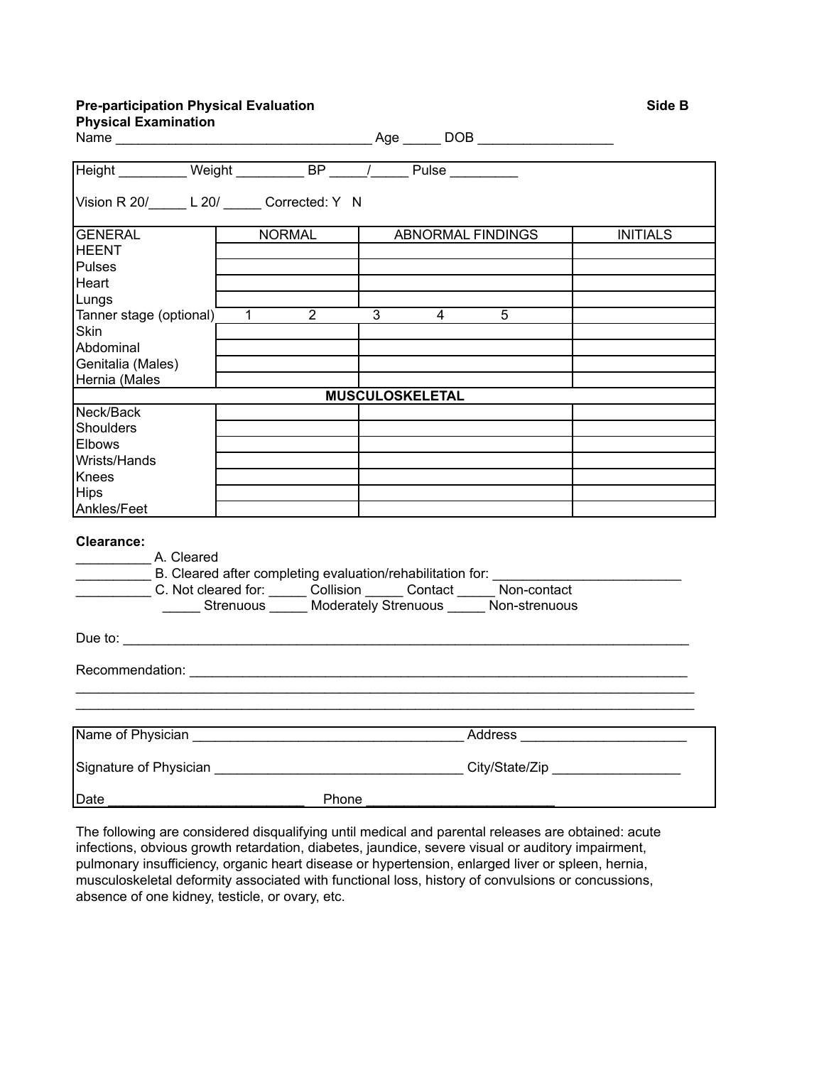**Pre-participation Physical Evaluation** **Side B**

**Physical Examination**

Name ___________________________________ Age _____ DOB __________________

Height _________ Weight _________ BP _____/_____ Pulse _________

Vision R 20/_____ L 20/ _____ Corrected: Y N

| GENERAL | NORMAL | ABNORMAL FINDINGS | INITIALS |
|---|---|---|---|
| HEENT | | | |
| Pulses | | | |
| Heart | | | |
| Lungs | | | |
| Tanner stage (optional) | 1 2 | 3 4 5 | |
| Skin | | | |
| Abdominal | | | |
| Genitalia (Males) | | | |
| Hernia (Males | | | |
| | **MUSCULOSKELETAL** | | |
| Neck/Back | | | |
| Shoulders | | | |
| Elbows | | | |
| Wrists/Hands | | | |
| Knees | | | |
| Hips | | | |
| Ankles/Feet | | | |

**Clearance:**

__________ A. Cleared

__________ B. Cleared after completing evaluation/rehabilitation for: _________________________

__________ C. Not cleared for: _____ Collision _____ Contact _____ Non-contact

_____ Strenuous _____ Moderately Strenuous _____ Non-strenuous

Due to: ________________________________________________________________________________

Recommendation: _________________________________________________________________________

_______________________________________________________________________________________

_______________________________________________________________________________________

Name of Physician ____________________________________ Address ______________________

Signature of Physician _________________________________ City/State/Zip _________________

Date __________________________ Phone _________________________

The following are considered disqualifying until medical and parental releases are obtained: acute infections, obvious growth retardation, diabetes, jaundice, severe visual or auditory impairment, pulmonary insufficiency, organic heart disease or hypertension, enlarged liver or spleen, hernia, musculoskeletal deformity associated with functional loss, history of convulsions or concussions, absence of one kidney, testicle, or ovary, etc.